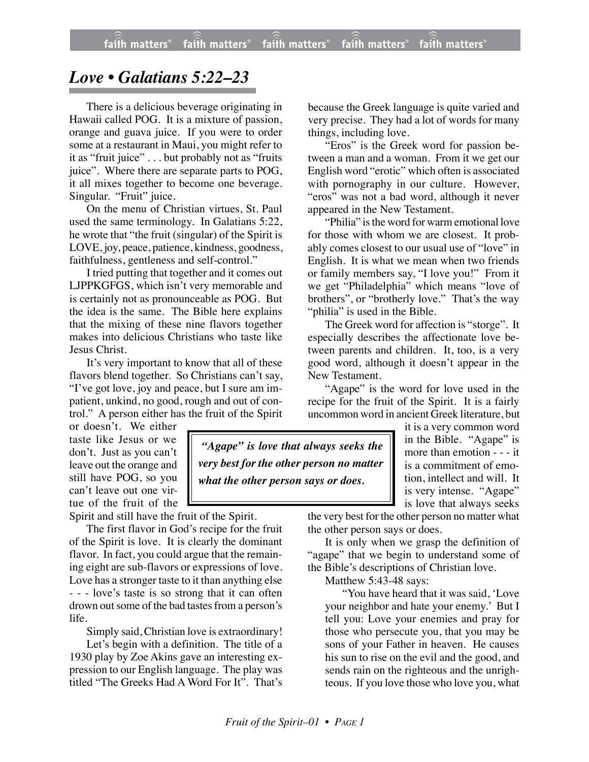# *Love • Galatians 5:22–23*

There is a delicious beverage originating in Hawaii called POG. It is a mixture of passion, orange and guava juice. If you were to order some at a restaurant in Maui, you might refer to it as "fruit juice" . . . but probably not as "fruits juice". Where there are separate parts to POG, it all mixes together to become one beverage. Singular. "Fruit" juice.

On the menu of Christian virtues, St. Paul used the same terminology. In Galatians 5:22, he wrote that "the fruit (singular) of the Spirit is LOVE, joy, peace, patience, kindness, goodness, faithfulness, gentleness and self-control."

I tried putting that together and it comes out LJPPKGFGS, which isn't very memorable and is certainly not as pronounceable as POG. But the idea is the same. The Bible here explains that the mixing of these nine flavors together makes into delicious Christians who taste like Jesus Christ.

It's very important to know that all of these flavors blend together. So Christians can't say, "I've got love, joy and peace, but I sure am impatient, unkind, no good, rough and out of control." A person either has the fruit of the Spirit or doesn't. We either taste like Jesus or we don't. Just as you can't leave out the orange and still have POG, so you can't leave out one virtue of the fruit of the Spirit and still have the fruit of the Spirit.

The first flavor in God's recipe for the fruit of the Spirit is love. It is clearly the dominant flavor. In fact, you could argue that the remaining eight are sub-flavors or expressions of love. Love has a stronger taste to it than anything else - - - love's taste is so strong that it can often drown out some of the bad tastes from a person's life.

Simply said, Christian love is extraordinary!

Let's begin with a definition. The title of a 1930 play by Zoe Akins gave an interesting expression to our English language. The play was titled "The Greeks Had A Word For It". That's because the Greek language is quite varied and very precise. They had a lot of words for many things, including love.

"Eros" is the Greek word for passion between a man and a woman. From it we get our English word "erotic" which often is associated with pornography in our culture. However, "eros" was not a bad word, although it never appeared in the New Testament.

"Philia" is the word for warm emotional love for those with whom we are closest. It probably comes closest to our usual use of "love" in English. It is what we mean when two friends or family members say, "I love you!" From it we get "Philadelphia" which means "love of brothers", or "brotherly love." That's the way "philia" is used in the Bible.

The Greek word for affection is "storge". It especially describes the affectionate love between parents and children. It, too, is a very good word, although it doesn't appear in the New Testament.

"Agape" is the word for love used in the recipe for the fruit of the Spirit. It is a fairly uncommon word in ancient Greek literature, but it is a very common word in the Bible. "Agape" is more than emotion - - - it is a commitment of emotion, intellect and will. It is very intense. "Agape" is love that always seeks the very best for the other person no matter what the other person says or does.

> ***"Agape" is love that always seeks the very best for the other person no matter what the other person says or does.***

It is only when we grasp the definition of "agape" that we begin to understand some of the Bible's descriptions of Christian love.

Matthew 5:43-48 says:

> "You have heard that it was said, 'Love your neighbor and hate your enemy.' But I tell you: Love your enemies and pray for those who persecute you, that you may be sons of your Father in heaven. He causes his sun to rise on the evil and the good, and sends rain on the righteous and the unrighteous. If you love those who love you, what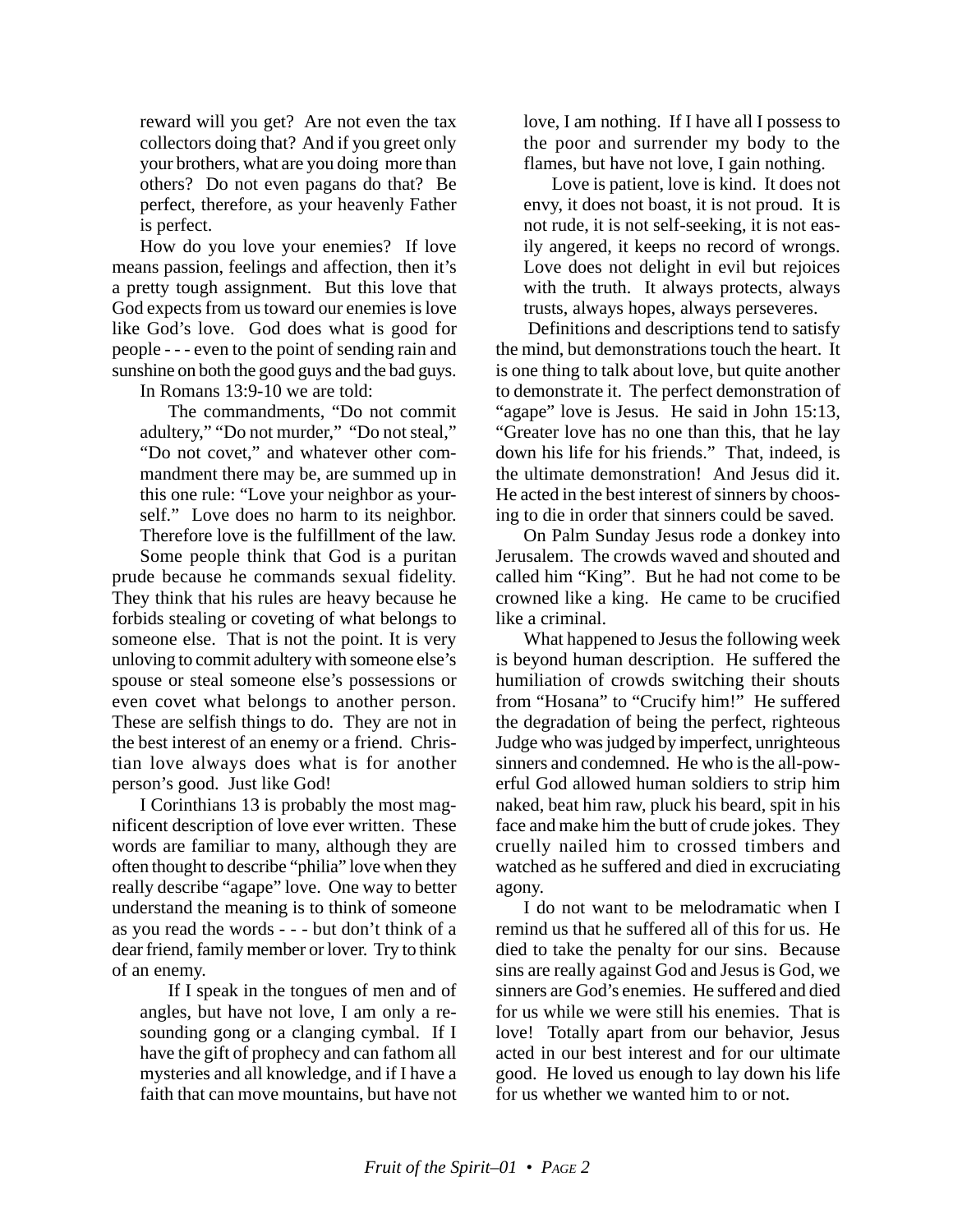> reward will you get? Are not even the tax collectors doing that? And if you greet only your brothers, what are you doing more than others? Do not even pagans do that? Be perfect, therefore, as your heavenly Father is perfect.

How do you love your enemies? If love means passion, feelings and affection, then it's a pretty tough assignment. But this love that God expects from us toward our enemies is love like God's love. God does what is good for people - - - even to the point of sending rain and sunshine on both the good guys and the bad guys.

In Romans 13:9-10 we are told:

> The commandments, "Do not commit adultery," "Do not murder," "Do not steal," "Do not covet," and whatever other commandment there may be, are summed up in this one rule: "Love your neighbor as yourself." Love does no harm to its neighbor. Therefore love is the fulfillment of the law.

Some people think that God is a puritan prude because he commands sexual fidelity. They think that his rules are heavy because he forbids stealing or coveting of what belongs to someone else. That is not the point. It is very unloving to commit adultery with someone else's spouse or steal someone else's possessions or even covet what belongs to another person. These are selfish things to do. They are not in the best interest of an enemy or a friend. Christian love always does what is for another person's good. Just like God!

I Corinthians 13 is probably the most magnificent description of love ever written. These words are familiar to many, although they are often thought to describe "philia" love when they really describe "agape" love. One way to better understand the meaning is to think of someone as you read the words - - - but don't think of a dear friend, family member or lover. Try to think of an enemy.

> If I speak in the tongues of men and of angles, but have not love, I am only a resounding gong or a clanging cymbal. If I have the gift of prophecy and can fathom all mysteries and all knowledge, and if I have a faith that can move mountains, but have not love, I am nothing. If I have all I possess to the poor and surrender my body to the flames, but have not love, I gain nothing.
>
> Love is patient, love is kind. It does not envy, it does not boast, it is not proud. It is not rude, it is not self-seeking, it is not easily angered, it keeps no record of wrongs. Love does not delight in evil but rejoices with the truth. It always protects, always trusts, always hopes, always perseveres.

Definitions and descriptions tend to satisfy the mind, but demonstrations touch the heart. It is one thing to talk about love, but quite another to demonstrate it. The perfect demonstration of "agape" love is Jesus. He said in John 15:13, "Greater love has no one than this, that he lay down his life for his friends." That, indeed, is the ultimate demonstration! And Jesus did it. He acted in the best interest of sinners by choosing to die in order that sinners could be saved.

On Palm Sunday Jesus rode a donkey into Jerusalem. The crowds waved and shouted and called him "King". But he had not come to be crowned like a king. He came to be crucified like a criminal.

What happened to Jesus the following week is beyond human description. He suffered the humiliation of crowds switching their shouts from "Hosana" to "Crucify him!" He suffered the degradation of being the perfect, righteous Judge who was judged by imperfect, unrighteous sinners and condemned. He who is the all-powerful God allowed human soldiers to strip him naked, beat him raw, pluck his beard, spit in his face and make him the butt of crude jokes. They cruelly nailed him to crossed timbers and watched as he suffered and died in excruciating agony.

I do not want to be melodramatic when I remind us that he suffered all of this for us. He died to take the penalty for our sins. Because sins are really against God and Jesus is God, we sinners are God's enemies. He suffered and died for us while we were still his enemies. That is love! Totally apart from our behavior, Jesus acted in our best interest and for our ultimate good. He loved us enough to lay down his life for us whether we wanted him to or not.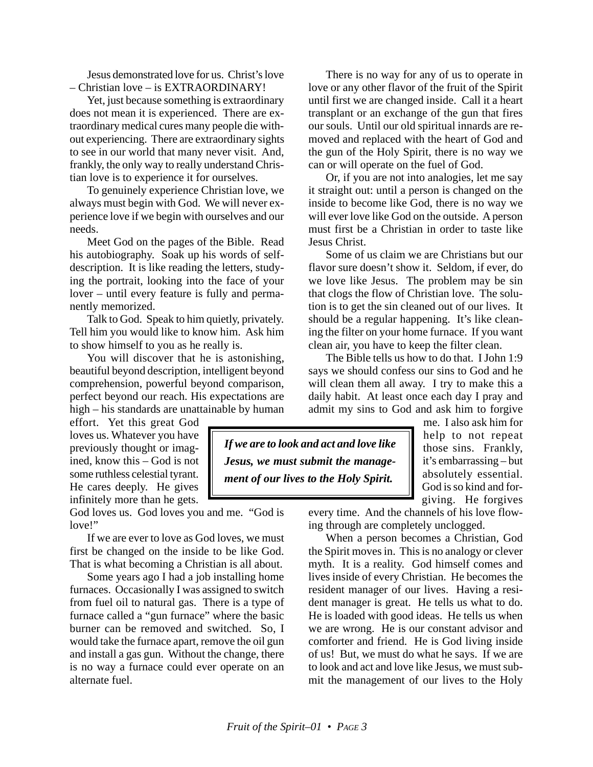Jesus demonstrated love for us. Christ's love – Christian love – is EXTRAORDINARY!

Yet, just because something is extraordinary does not mean it is experienced. There are extraordinary medical cures many people die without experiencing. There are extraordinary sights to see in our world that many never visit. And, frankly, the only way to really understand Christian love is to experience it for ourselves.

To genuinely experience Christian love, we always must begin with God. We will never experience love if we begin with ourselves and our needs.

Meet God on the pages of the Bible. Read his autobiography. Soak up his words of self-description. It is like reading the letters, studying the portrait, looking into the face of your lover – until every feature is fully and permanently memorized.

Talk to God. Speak to him quietly, privately. Tell him you would like to know him. Ask him to show himself to you as he really is.

You will discover that he is astonishing, beautiful beyond description, intelligent beyond comprehension, powerful beyond comparison, perfect beyond our reach. His expectations are high – his standards are unattainable by human effort. Yet this great God loves us. Whatever you have previously thought or imagined, know this – God is not some ruthless celestial tyrant. He cares deeply. He gives infinitely more than he gets. God loves us. God loves you and me. "God is love!"

If we are ever to love as God loves, we must first be changed on the inside to be like God. That is what becoming a Christian is all about.

Some years ago I had a job installing home furnaces. Occasionally I was assigned to switch from fuel oil to natural gas. There is a type of furnace called a "gun furnace" where the basic burner can be removed and switched. So, I would take the furnace apart, remove the oil gun and install a gas gun. Without the change, there is no way a furnace could ever operate on an alternate fuel.

There is no way for any of us to operate in love or any other flavor of the fruit of the Spirit until first we are changed inside. Call it a heart transplant or an exchange of the gun that fires our souls. Until our old spiritual innards are removed and replaced with the heart of God and the gun of the Holy Spirit, there is no way we can or will operate on the fuel of God.

Or, if you are not into analogies, let me say it straight out: until a person is changed on the inside to become like God, there is no way we will ever love like God on the outside. A person must first be a Christian in order to taste like Jesus Christ.

Some of us claim we are Christians but our flavor sure doesn't show it. Seldom, if ever, do we love like Jesus. The problem may be sin that clogs the flow of Christian love. The solution is to get the sin cleaned out of our lives. It should be a regular happening. It's like cleaning the filter on your home furnace. If you want clean air, you have to keep the filter clean.

The Bible tells us how to do that. I John 1:9 says we should confess our sins to God and he will clean them all away. I try to make this a daily habit. At least once each day I pray and admit my sins to God and ask him to forgive me. I also ask him for help to not repeat those sins. Frankly, it's embarrassing – but absolutely essential. God is so kind and forgiving. He forgives every time. And the channels of his love flowing through are completely unclogged.

> ***If we are to look and act and love like Jesus, we must submit the management of our lives to the Holy Spirit.***

When a person becomes a Christian, God the Spirit moves in. This is no analogy or clever myth. It is a reality. God himself comes and lives inside of every Christian. He becomes the resident manager of our lives. Having a resident manager is great. He tells us what to do. He is loaded with good ideas. He tells us when we are wrong. He is our constant advisor and comforter and friend. He is God living inside of us! But, we must do what he says. If we are to look and act and love like Jesus, we must submit the management of our lives to the Holy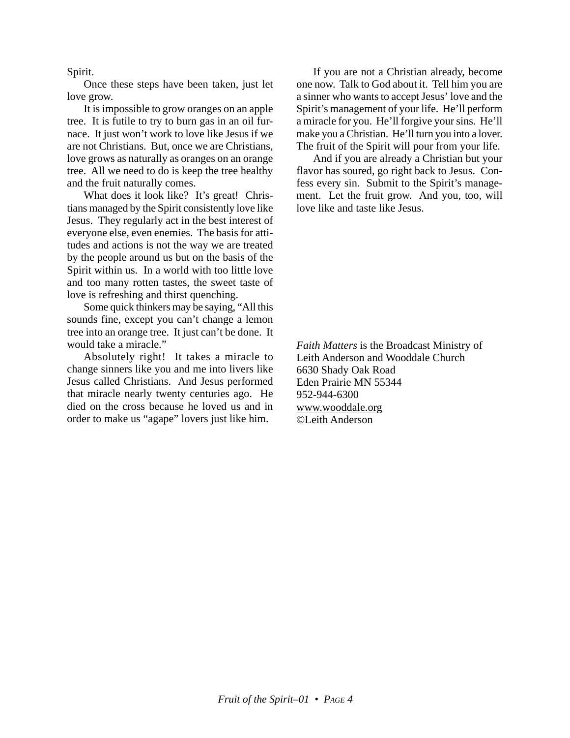Spirit.

Once these steps have been taken, just let love grow.

It is impossible to grow oranges on an apple tree. It is futile to try to burn gas in an oil furnace. It just won't work to love like Jesus if we are not Christians. But, once we are Christians, love grows as naturally as oranges on an orange tree. All we need to do is keep the tree healthy and the fruit naturally comes.

What does it look like? It's great! Christians managed by the Spirit consistently love like Jesus. They regularly act in the best interest of everyone else, even enemies. The basis for attitudes and actions is not the way we are treated by the people around us but on the basis of the Spirit within us. In a world with too little love and too many rotten tastes, the sweet taste of love is refreshing and thirst quenching.

Some quick thinkers may be saying, "All this sounds fine, except you can't change a lemon tree into an orange tree. It just can't be done. It would take a miracle."

Absolutely right! It takes a miracle to change sinners like you and me into livers like Jesus called Christians. And Jesus performed that miracle nearly twenty centuries ago. He died on the cross because he loved us and in order to make us "agape" lovers just like him.

If you are not a Christian already, become one now. Talk to God about it. Tell him you are a sinner who wants to accept Jesus' love and the Spirit's management of your life. He'll perform a miracle for you. He'll forgive your sins. He'll make you a Christian. He'll turn you into a lover. The fruit of the Spirit will pour from your life.

And if you are already a Christian but your flavor has soured, go right back to Jesus. Confess every sin. Submit to the Spirit's management. Let the fruit grow. And you, too, will love like and taste like Jesus.

*Faith Matters* is the Broadcast Ministry of
Leith Anderson and Wooddale Church
6630 Shady Oak Road
Eden Prairie MN 55344
952-944-6300
www.wooddale.org
©Leith Anderson